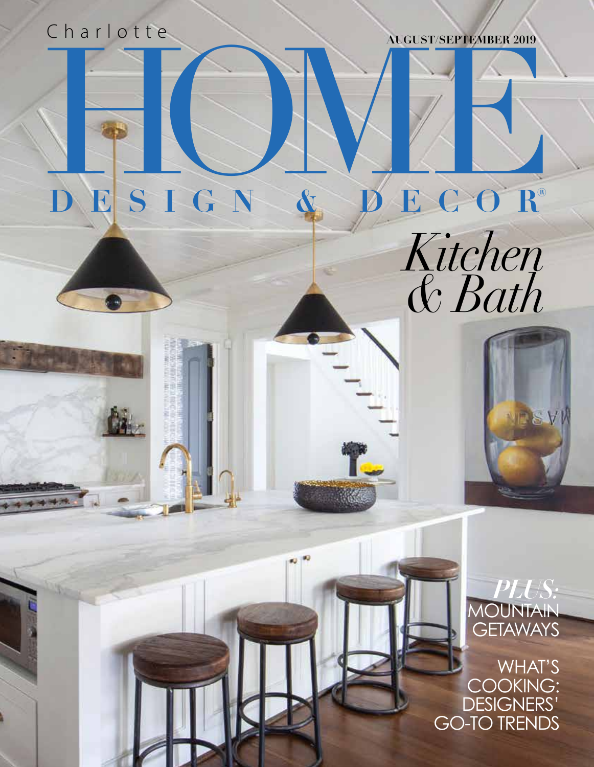Charlotte

# HOME

## DESIGN & DECOR®

AUGUST/SEPTEMBER 2019

*Kitchen & Bath*

***PLUS:*** MOUNTAIN GETAWAYS

WHAT'S COOKING: DESIGNERS' GO-TO TRENDS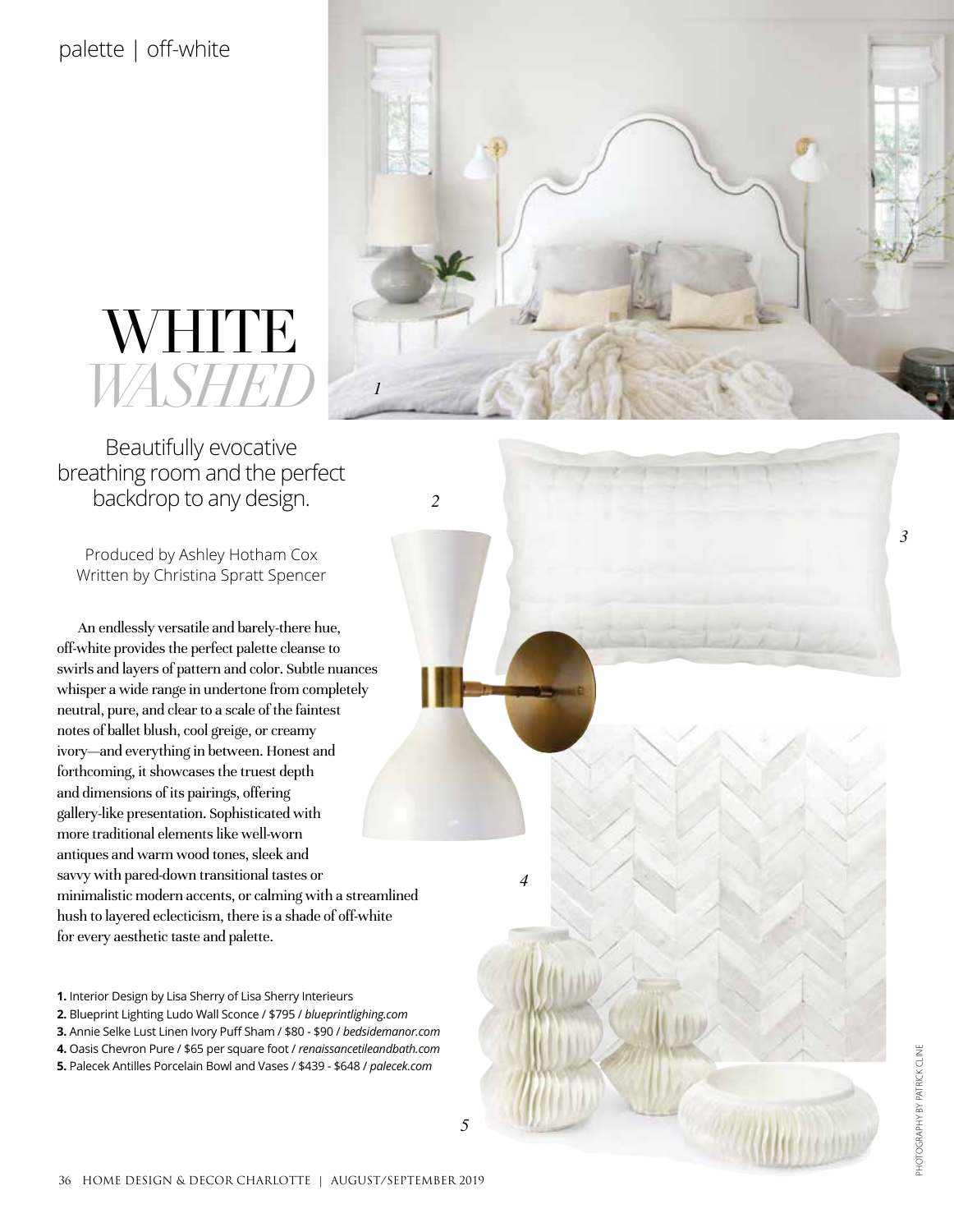palette | off-white

# WHITE *WASHED*

Beautifully evocative breathing room and the perfect backdrop to any design.

Produced by Ashley Hotham Cox
Written by Christina Spratt Spencer

An endlessly versatile and barely-there hue, off-white provides the perfect palette cleanse to swirls and layers of pattern and color. Subtle nuances whisper a wide range in undertone from completely neutral, pure, and clear to a scale of the faintest notes of ballet blush, cool greige, or creamy ivory—and everything in between. Honest and forthcoming, it showcases the truest depth and dimensions of its pairings, offering gallery-like presentation. Sophisticated with more traditional elements like well-worn antiques and warm wood tones, sleek and savvy with pared-down transitional tastes or minimalistic modern accents, or calming with a streamlined hush to layered eclecticism, there is a shade of off-white for every aesthetic taste and palette.

**1.** Interior Design by Lisa Sherry of Lisa Sherry Interieurs
**2.** Blueprint Lighting Ludo Wall Sconce / $795 / *blueprintlighing.com*
**3.** Annie Selke Lust Linen Ivory Puff Sham / $80 - $90 / *bedsidemanor.com*
**4.** Oasis Chevron Pure / $65 per square foot / *renaissancetileandbath.com*
**5.** Palecek Antilles Porcelain Bowl and Vases / $439 - $648 / *palecek.com*

PHOTOGRAPHY BY PATRICK CLINE